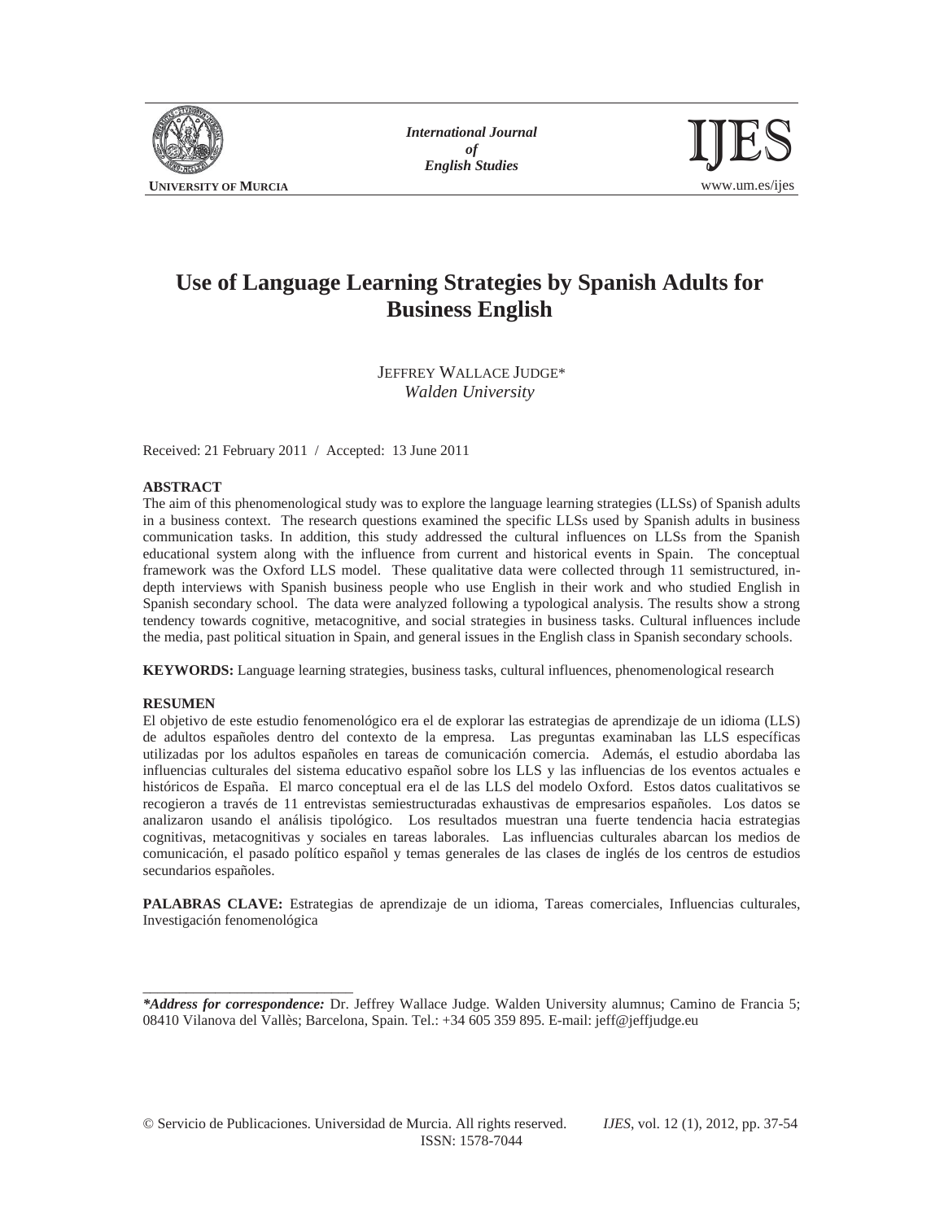# Use of Language Learning Strategies by Spanish Adults for Business English

JEFFREY WALLACE JUDGE*
*Walden University*

Received: 21 February 2011 / Accepted: 13 June 2011

**ABSTRACT**

The aim of this phenomenological study was to explore the language learning strategies (LLSs) of Spanish adults in a business context. The research questions examined the specific LLSs used by Spanish adults in business communication tasks. In addition, this study addressed the cultural influences on LLSs from the Spanish educational system along with the influence from current and historical events in Spain. The conceptual framework was the Oxford LLS model. These qualitative data were collected through 11 semistructured, in-depth interviews with Spanish business people who use English in their work and who studied English in Spanish secondary school. The data were analyzed following a typological analysis. The results show a strong tendency towards cognitive, metacognitive, and social strategies in business tasks. Cultural influences include the media, past political situation in Spain, and general issues in the English class in Spanish secondary schools.

**KEYWORDS:** Language learning strategies, business tasks, cultural influences, phenomenological research

**RESUMEN**

El objetivo de este estudio fenomenológico era el de explorar las estrategias de aprendizaje de un idioma (LLS) de adultos españoles dentro del contexto de la empresa. Las preguntas examinaban las LLS específicas utilizadas por los adultos españoles en tareas de comunicación comercia. Además, el estudio abordaba las influencias culturales del sistema educativo español sobre los LLS y las influencias de los eventos actuales e históricos de España. El marco conceptual era el de las LLS del modelo Oxford. Estos datos cualitativos se recogieron a través de 11 entrevistas semiestructuradas exhaustivas de empresarios españoles. Los datos se analizaron usando el análisis tipológico. Los resultados muestran una fuerte tendencia hacia estrategias cognitivas, metacognitivas y sociales en tareas laborales. Las influencias culturales abarcan los medios de comunicación, el pasado político español y temas generales de las clases de inglés de los centros de estudios secundarios españoles.

**PALABRAS CLAVE:** Estrategias de aprendizaje de un idioma, Tareas comerciales, Influencias culturales, Investigación fenomenológica

---

***Address for correspondence:*** Dr. Jeffrey Wallace Judge. Walden University alumnus; Camino de Francia 5; 08410 Vilanova del Vallès; Barcelona, Spain. Tel.: +34 605 359 895. E-mail: jeff@jeffjudge.eu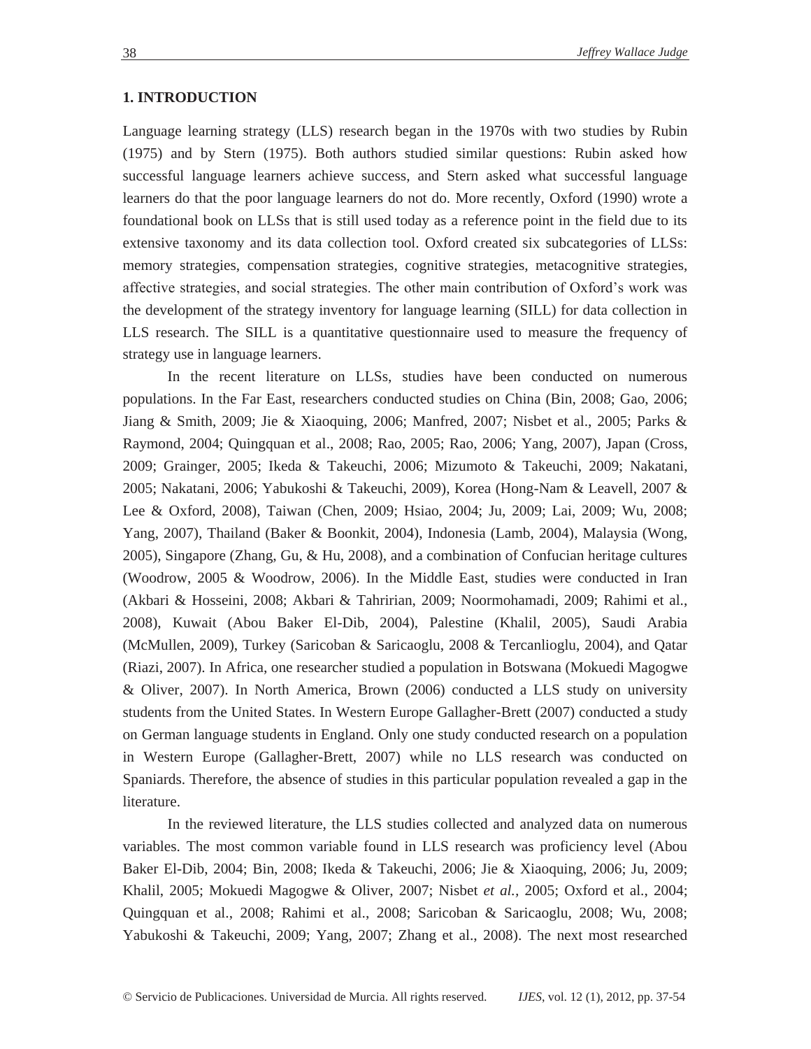## 1. INTRODUCTION

Language learning strategy (LLS) research began in the 1970s with two studies by Rubin (1975) and by Stern (1975). Both authors studied similar questions: Rubin asked how successful language learners achieve success, and Stern asked what successful language learners do that the poor language learners do not do. More recently, Oxford (1990) wrote a foundational book on LLSs that is still used today as a reference point in the field due to its extensive taxonomy and its data collection tool. Oxford created six subcategories of LLSs: memory strategies, compensation strategies, cognitive strategies, metacognitive strategies, affective strategies, and social strategies. The other main contribution of Oxford's work was the development of the strategy inventory for language learning (SILL) for data collection in LLS research. The SILL is a quantitative questionnaire used to measure the frequency of strategy use in language learners.

In the recent literature on LLSs, studies have been conducted on numerous populations. In the Far East, researchers conducted studies on China (Bin, 2008; Gao, 2006; Jiang & Smith, 2009; Jie & Xiaoquing, 2006; Manfred, 2007; Nisbet et al., 2005; Parks & Raymond, 2004; Quingquan et al., 2008; Rao, 2005; Rao, 2006; Yang, 2007), Japan (Cross, 2009; Grainger, 2005; Ikeda & Takeuchi, 2006; Mizumoto & Takeuchi, 2009; Nakatani, 2005; Nakatani, 2006; Yabukoshi & Takeuchi, 2009), Korea (Hong-Nam & Leavell, 2007 & Lee & Oxford, 2008), Taiwan (Chen, 2009; Hsiao, 2004; Ju, 2009; Lai, 2009; Wu, 2008; Yang, 2007), Thailand (Baker & Boonkit, 2004), Indonesia (Lamb, 2004), Malaysia (Wong, 2005), Singapore (Zhang, Gu, & Hu, 2008), and a combination of Confucian heritage cultures (Woodrow, 2005 & Woodrow, 2006). In the Middle East, studies were conducted in Iran (Akbari & Hosseini, 2008; Akbari & Tahririan, 2009; Noormohamadi, 2009; Rahimi et al., 2008), Kuwait (Abou Baker El-Dib, 2004), Palestine (Khalil, 2005), Saudi Arabia (McMullen, 2009), Turkey (Saricoban & Saricaoglu, 2008 & Tercanlioglu, 2004), and Qatar (Riazi, 2007). In Africa, one researcher studied a population in Botswana (Mokuedi Magogwe & Oliver, 2007). In North America, Brown (2006) conducted a LLS study on university students from the United States. In Western Europe Gallagher-Brett (2007) conducted a study on German language students in England. Only one study conducted research on a population in Western Europe (Gallagher-Brett, 2007) while no LLS research was conducted on Spaniards. Therefore, the absence of studies in this particular population revealed a gap in the literature.

In the reviewed literature, the LLS studies collected and analyzed data on numerous variables. The most common variable found in LLS research was proficiency level (Abou Baker El-Dib, 2004; Bin, 2008; Ikeda & Takeuchi, 2006; Jie & Xiaoquing, 2006; Ju, 2009; Khalil, 2005; Mokuedi Magogwe & Oliver, 2007; Nisbet *et al.*, 2005; Oxford et al., 2004; Quingquan et al., 2008; Rahimi et al., 2008; Saricoban & Saricaoglu, 2008; Wu, 2008; Yabukoshi & Takeuchi, 2009; Yang, 2007; Zhang et al., 2008). The next most researched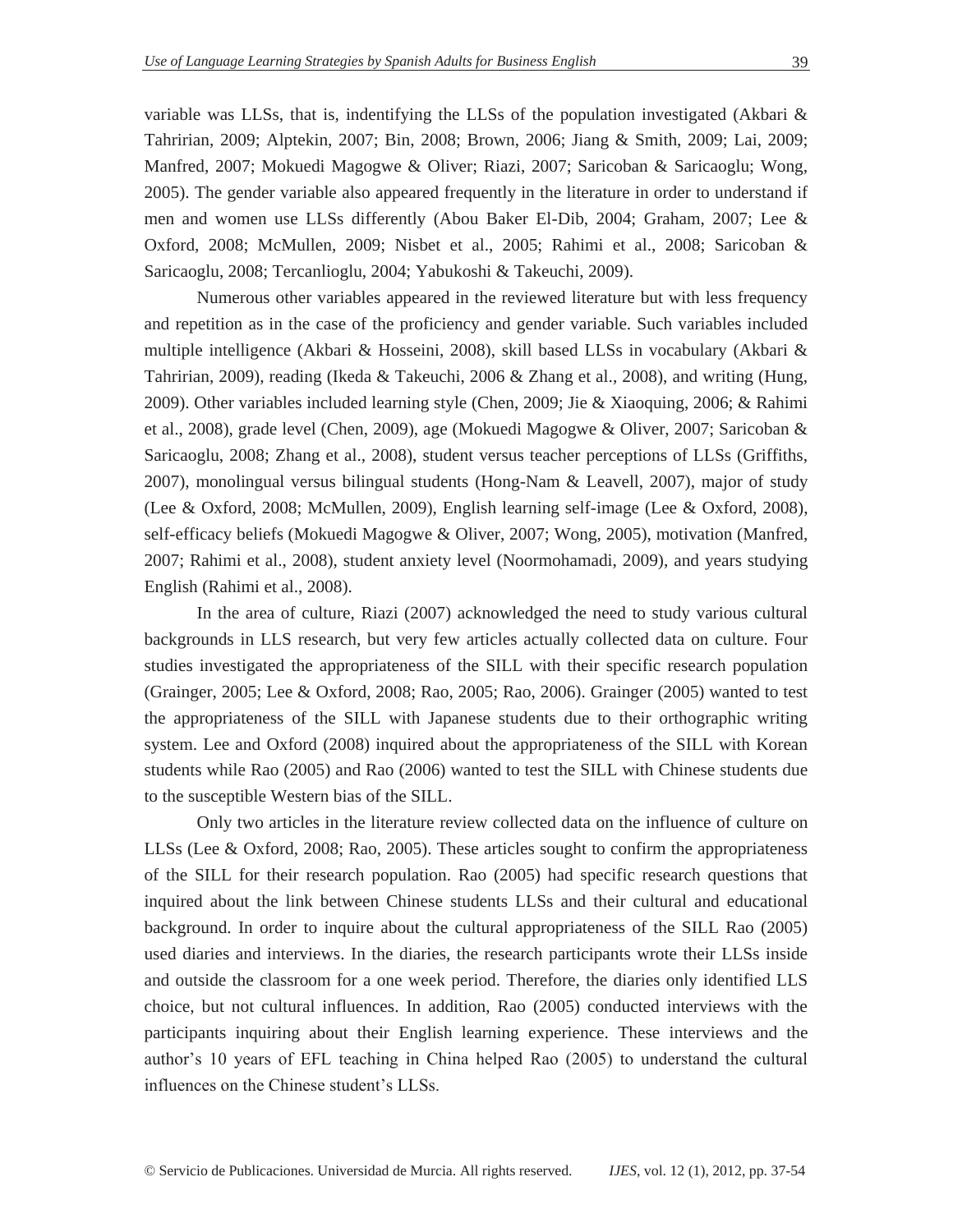variable was LLSs, that is, indentifying the LLSs of the population investigated (Akbari & Tahririan, 2009; Alptekin, 2007; Bin, 2008; Brown, 2006; Jiang & Smith, 2009; Lai, 2009; Manfred, 2007; Mokuedi Magogwe & Oliver; Riazi, 2007; Saricoban & Saricaoglu; Wong, 2005). The gender variable also appeared frequently in the literature in order to understand if men and women use LLSs differently (Abou Baker El-Dib, 2004; Graham, 2007; Lee & Oxford, 2008; McMullen, 2009; Nisbet et al., 2005; Rahimi et al., 2008; Saricoban & Saricaoglu, 2008; Tercanlioglu, 2004; Yabukoshi & Takeuchi, 2009).

Numerous other variables appeared in the reviewed literature but with less frequency and repetition as in the case of the proficiency and gender variable. Such variables included multiple intelligence (Akbari & Hosseini, 2008), skill based LLSs in vocabulary (Akbari & Tahririan, 2009), reading (Ikeda & Takeuchi, 2006 & Zhang et al., 2008), and writing (Hung, 2009). Other variables included learning style (Chen, 2009; Jie & Xiaoquing, 2006; & Rahimi et al., 2008), grade level (Chen, 2009), age (Mokuedi Magogwe & Oliver, 2007; Saricoban & Saricaoglu, 2008; Zhang et al., 2008), student versus teacher perceptions of LLSs (Griffiths, 2007), monolingual versus bilingual students (Hong-Nam & Leavell, 2007), major of study (Lee & Oxford, 2008; McMullen, 2009), English learning self-image (Lee & Oxford, 2008), self-efficacy beliefs (Mokuedi Magogwe & Oliver, 2007; Wong, 2005), motivation (Manfred, 2007; Rahimi et al., 2008), student anxiety level (Noormohamadi, 2009), and years studying English (Rahimi et al., 2008).

In the area of culture, Riazi (2007) acknowledged the need to study various cultural backgrounds in LLS research, but very few articles actually collected data on culture. Four studies investigated the appropriateness of the SILL with their specific research population (Grainger, 2005; Lee & Oxford, 2008; Rao, 2005; Rao, 2006). Grainger (2005) wanted to test the appropriateness of the SILL with Japanese students due to their orthographic writing system. Lee and Oxford (2008) inquired about the appropriateness of the SILL with Korean students while Rao (2005) and Rao (2006) wanted to test the SILL with Chinese students due to the susceptible Western bias of the SILL.

Only two articles in the literature review collected data on the influence of culture on LLSs (Lee & Oxford, 2008; Rao, 2005). These articles sought to confirm the appropriateness of the SILL for their research population. Rao (2005) had specific research questions that inquired about the link between Chinese students LLSs and their cultural and educational background. In order to inquire about the cultural appropriateness of the SILL Rao (2005) used diaries and interviews. In the diaries, the research participants wrote their LLSs inside and outside the classroom for a one week period. Therefore, the diaries only identified LLS choice, but not cultural influences. In addition, Rao (2005) conducted interviews with the participants inquiring about their English learning experience. These interviews and the author's 10 years of EFL teaching in China helped Rao (2005) to understand the cultural influences on the Chinese student's LLSs.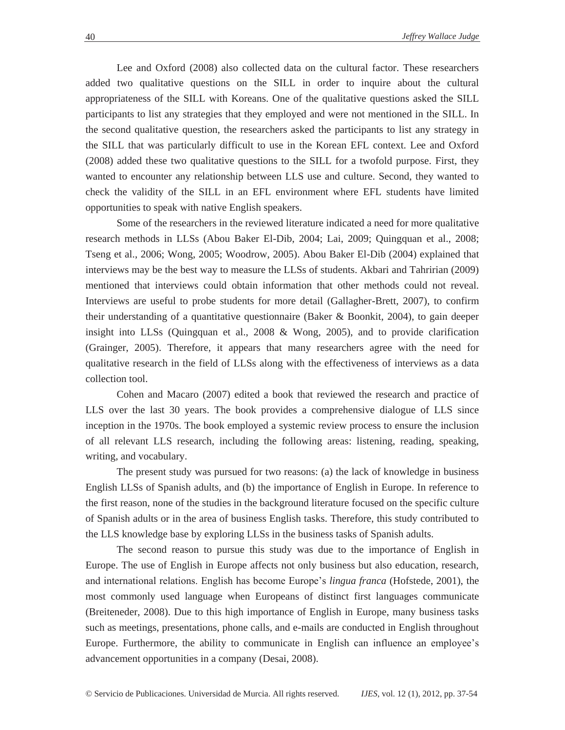Lee and Oxford (2008) also collected data on the cultural factor. These researchers added two qualitative questions on the SILL in order to inquire about the cultural appropriateness of the SILL with Koreans. One of the qualitative questions asked the SILL participants to list any strategies that they employed and were not mentioned in the SILL. In the second qualitative question, the researchers asked the participants to list any strategy in the SILL that was particularly difficult to use in the Korean EFL context. Lee and Oxford (2008) added these two qualitative questions to the SILL for a twofold purpose. First, they wanted to encounter any relationship between LLS use and culture. Second, they wanted to check the validity of the SILL in an EFL environment where EFL students have limited opportunities to speak with native English speakers.

Some of the researchers in the reviewed literature indicated a need for more qualitative research methods in LLSs (Abou Baker El-Dib, 2004; Lai, 2009; Quingquan et al., 2008; Tseng et al., 2006; Wong, 2005; Woodrow, 2005). Abou Baker El-Dib (2004) explained that interviews may be the best way to measure the LLSs of students. Akbari and Tahririan (2009) mentioned that interviews could obtain information that other methods could not reveal. Interviews are useful to probe students for more detail (Gallagher-Brett, 2007), to confirm their understanding of a quantitative questionnaire (Baker & Boonkit, 2004), to gain deeper insight into LLSs (Quingquan et al., 2008 & Wong, 2005), and to provide clarification (Grainger, 2005). Therefore, it appears that many researchers agree with the need for qualitative research in the field of LLSs along with the effectiveness of interviews as a data collection tool.

Cohen and Macaro (2007) edited a book that reviewed the research and practice of LLS over the last 30 years. The book provides a comprehensive dialogue of LLS since inception in the 1970s. The book employed a systemic review process to ensure the inclusion of all relevant LLS research, including the following areas: listening, reading, speaking, writing, and vocabulary.

The present study was pursued for two reasons: (a) the lack of knowledge in business English LLSs of Spanish adults, and (b) the importance of English in Europe. In reference to the first reason, none of the studies in the background literature focused on the specific culture of Spanish adults or in the area of business English tasks. Therefore, this study contributed to the LLS knowledge base by exploring LLSs in the business tasks of Spanish adults.

The second reason to pursue this study was due to the importance of English in Europe. The use of English in Europe affects not only business but also education, research, and international relations. English has become Europe's *lingua franca* (Hofstede, 2001), the most commonly used language when Europeans of distinct first languages communicate (Breiteneder, 2008). Due to this high importance of English in Europe, many business tasks such as meetings, presentations, phone calls, and e-mails are conducted in English throughout Europe. Furthermore, the ability to communicate in English can influence an employee's advancement opportunities in a company (Desai, 2008).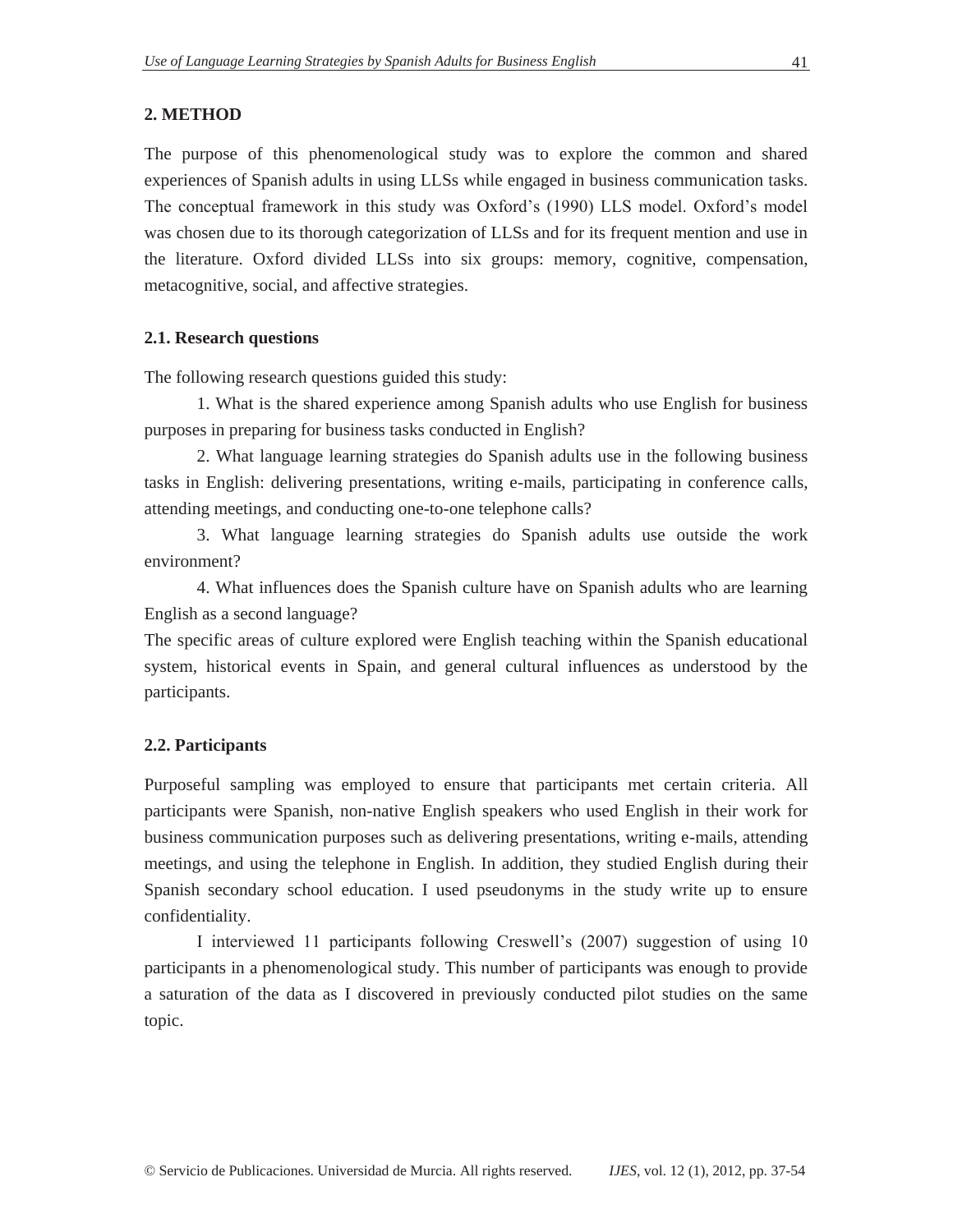## 2. METHOD

The purpose of this phenomenological study was to explore the common and shared experiences of Spanish adults in using LLSs while engaged in business communication tasks. The conceptual framework in this study was Oxford's (1990) LLS model. Oxford's model was chosen due to its thorough categorization of LLSs and for its frequent mention and use in the literature. Oxford divided LLSs into six groups: memory, cognitive, compensation, metacognitive, social, and affective strategies.

### 2.1. Research questions

The following research questions guided this study:

1. What is the shared experience among Spanish adults who use English for business purposes in preparing for business tasks conducted in English?

2. What language learning strategies do Spanish adults use in the following business tasks in English: delivering presentations, writing e-mails, participating in conference calls, attending meetings, and conducting one-to-one telephone calls?

3. What language learning strategies do Spanish adults use outside the work environment?

4. What influences does the Spanish culture have on Spanish adults who are learning English as a second language?

The specific areas of culture explored were English teaching within the Spanish educational system, historical events in Spain, and general cultural influences as understood by the participants.

### 2.2. Participants

Purposeful sampling was employed to ensure that participants met certain criteria. All participants were Spanish, non-native English speakers who used English in their work for business communication purposes such as delivering presentations, writing e-mails, attending meetings, and using the telephone in English. In addition, they studied English during their Spanish secondary school education. I used pseudonyms in the study write up to ensure confidentiality.

I interviewed 11 participants following Creswell's (2007) suggestion of using 10 participants in a phenomenological study. This number of participants was enough to provide a saturation of the data as I discovered in previously conducted pilot studies on the same topic.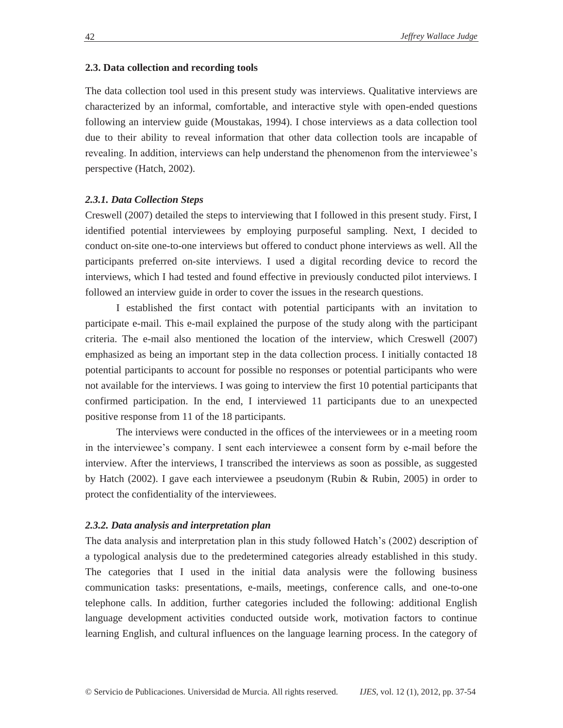### 2.3. Data collection and recording tools

The data collection tool used in this present study was interviews. Qualitative interviews are characterized by an informal, comfortable, and interactive style with open-ended questions following an interview guide (Moustakas, 1994). I chose interviews as a data collection tool due to their ability to reveal information that other data collection tools are incapable of revealing. In addition, interviews can help understand the phenomenon from the interviewee's perspective (Hatch, 2002).

#### *2.3.1. Data Collection Steps*

Creswell (2007) detailed the steps to interviewing that I followed in this present study. First, I identified potential interviewees by employing purposeful sampling. Next, I decided to conduct on-site one-to-one interviews but offered to conduct phone interviews as well. All the participants preferred on-site interviews. I used a digital recording device to record the interviews, which I had tested and found effective in previously conducted pilot interviews. I followed an interview guide in order to cover the issues in the research questions.

I established the first contact with potential participants with an invitation to participate e-mail. This e-mail explained the purpose of the study along with the participant criteria. The e-mail also mentioned the location of the interview, which Creswell (2007) emphasized as being an important step in the data collection process. I initially contacted 18 potential participants to account for possible no responses or potential participants who were not available for the interviews. I was going to interview the first 10 potential participants that confirmed participation. In the end, I interviewed 11 participants due to an unexpected positive response from 11 of the 18 participants.

The interviews were conducted in the offices of the interviewees or in a meeting room in the interviewee's company. I sent each interviewee a consent form by e-mail before the interview. After the interviews, I transcribed the interviews as soon as possible, as suggested by Hatch (2002). I gave each interviewee a pseudonym (Rubin & Rubin, 2005) in order to protect the confidentiality of the interviewees.

#### *2.3.2. Data analysis and interpretation plan*

The data analysis and interpretation plan in this study followed Hatch's (2002) description of a typological analysis due to the predetermined categories already established in this study. The categories that I used in the initial data analysis were the following business communication tasks: presentations, e-mails, meetings, conference calls, and one-to-one telephone calls. In addition, further categories included the following: additional English language development activities conducted outside work, motivation factors to continue learning English, and cultural influences on the language learning process. In the category of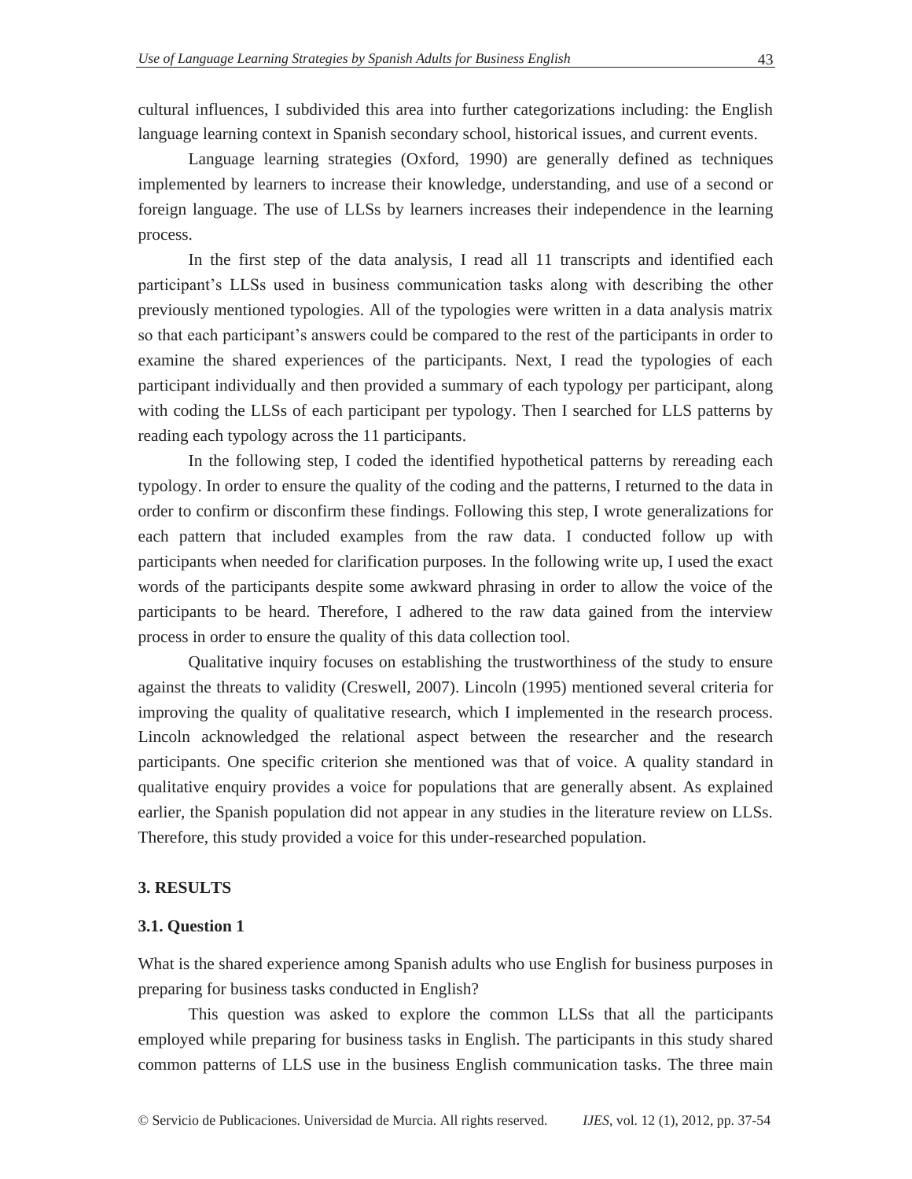cultural influences, I subdivided this area into further categorizations including: the English language learning context in Spanish secondary school, historical issues, and current events.

Language learning strategies (Oxford, 1990) are generally defined as techniques implemented by learners to increase their knowledge, understanding, and use of a second or foreign language. The use of LLSs by learners increases their independence in the learning process.

In the first step of the data analysis, I read all 11 transcripts and identified each participant's LLSs used in business communication tasks along with describing the other previously mentioned typologies. All of the typologies were written in a data analysis matrix so that each participant's answers could be compared to the rest of the participants in order to examine the shared experiences of the participants. Next, I read the typologies of each participant individually and then provided a summary of each typology per participant, along with coding the LLSs of each participant per typology. Then I searched for LLS patterns by reading each typology across the 11 participants.

In the following step, I coded the identified hypothetical patterns by rereading each typology. In order to ensure the quality of the coding and the patterns, I returned to the data in order to confirm or disconfirm these findings. Following this step, I wrote generalizations for each pattern that included examples from the raw data. I conducted follow up with participants when needed for clarification purposes. In the following write up, I used the exact words of the participants despite some awkward phrasing in order to allow the voice of the participants to be heard. Therefore, I adhered to the raw data gained from the interview process in order to ensure the quality of this data collection tool.

Qualitative inquiry focuses on establishing the trustworthiness of the study to ensure against the threats to validity (Creswell, 2007). Lincoln (1995) mentioned several criteria for improving the quality of qualitative research, which I implemented in the research process. Lincoln acknowledged the relational aspect between the researcher and the research participants. One specific criterion she mentioned was that of voice. A quality standard in qualitative enquiry provides a voice for populations that are generally absent. As explained earlier, the Spanish population did not appear in any studies in the literature review on LLSs. Therefore, this study provided a voice for this under-researched population.

## 3. RESULTS

### 3.1. Question 1

What is the shared experience among Spanish adults who use English for business purposes in preparing for business tasks conducted in English?

This question was asked to explore the common LLSs that all the participants employed while preparing for business tasks in English. The participants in this study shared common patterns of LLS use in the business English communication tasks. The three main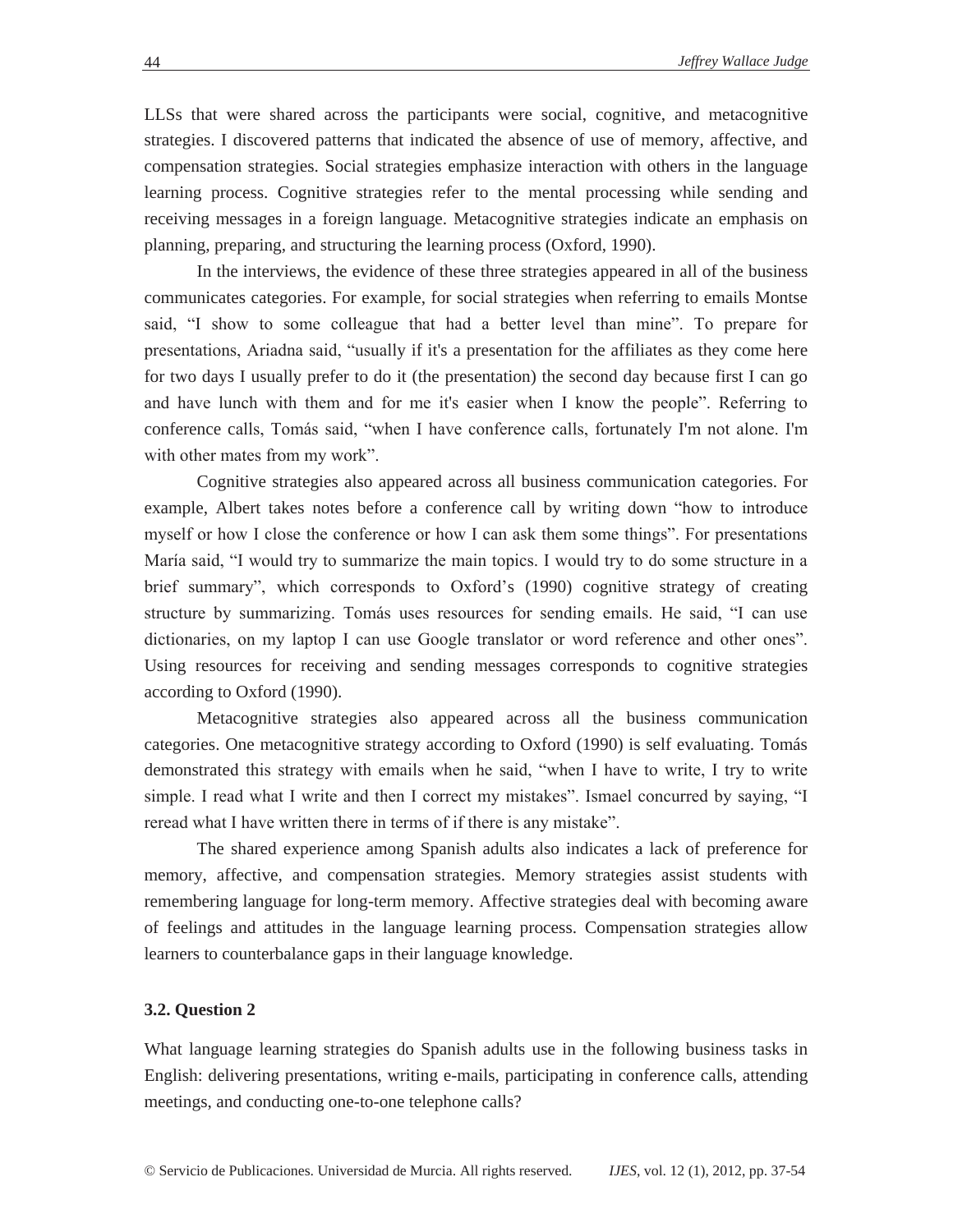LLSs that were shared across the participants were social, cognitive, and metacognitive strategies. I discovered patterns that indicated the absence of use of memory, affective, and compensation strategies. Social strategies emphasize interaction with others in the language learning process. Cognitive strategies refer to the mental processing while sending and receiving messages in a foreign language. Metacognitive strategies indicate an emphasis on planning, preparing, and structuring the learning process (Oxford, 1990).

In the interviews, the evidence of these three strategies appeared in all of the business communicates categories. For example, for social strategies when referring to emails Montse said, "I show to some colleague that had a better level than mine". To prepare for presentations, Ariadna said, "usually if it's a presentation for the affiliates as they come here for two days I usually prefer to do it (the presentation) the second day because first I can go and have lunch with them and for me it's easier when I know the people". Referring to conference calls, Tomás said, "when I have conference calls, fortunately I'm not alone. I'm with other mates from my work".

Cognitive strategies also appeared across all business communication categories. For example, Albert takes notes before a conference call by writing down "how to introduce myself or how I close the conference or how I can ask them some things". For presentations María said, "I would try to summarize the main topics. I would try to do some structure in a brief summary", which corresponds to Oxford's (1990) cognitive strategy of creating structure by summarizing. Tomás uses resources for sending emails. He said, "I can use dictionaries, on my laptop I can use Google translator or word reference and other ones". Using resources for receiving and sending messages corresponds to cognitive strategies according to Oxford (1990).

Metacognitive strategies also appeared across all the business communication categories. One metacognitive strategy according to Oxford (1990) is self evaluating. Tomás demonstrated this strategy with emails when he said, "when I have to write, I try to write simple. I read what I write and then I correct my mistakes". Ismael concurred by saying, "I reread what I have written there in terms of if there is any mistake".

The shared experience among Spanish adults also indicates a lack of preference for memory, affective, and compensation strategies. Memory strategies assist students with remembering language for long-term memory. Affective strategies deal with becoming aware of feelings and attitudes in the language learning process. Compensation strategies allow learners to counterbalance gaps in their language knowledge.

### 3.2. Question 2

What language learning strategies do Spanish adults use in the following business tasks in English: delivering presentations, writing e-mails, participating in conference calls, attending meetings, and conducting one-to-one telephone calls?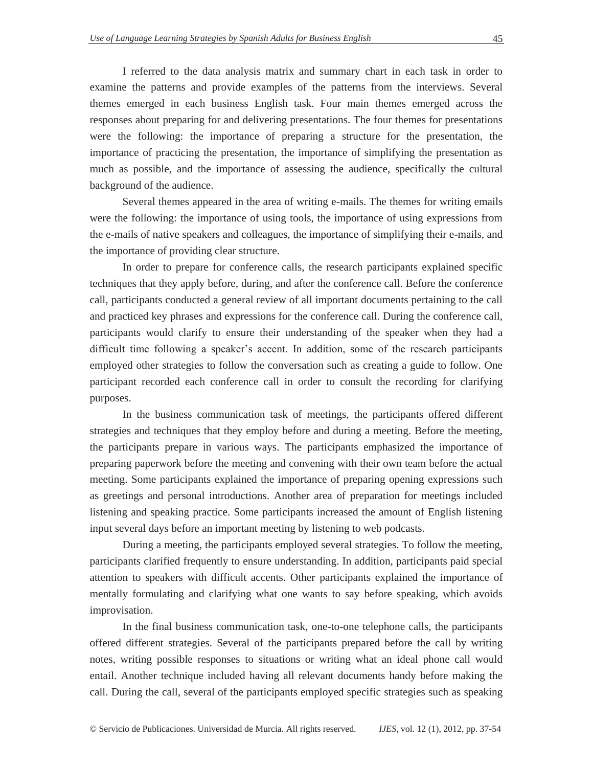I referred to the data analysis matrix and summary chart in each task in order to examine the patterns and provide examples of the patterns from the interviews. Several themes emerged in each business English task. Four main themes emerged across the responses about preparing for and delivering presentations. The four themes for presentations were the following: the importance of preparing a structure for the presentation, the importance of practicing the presentation, the importance of simplifying the presentation as much as possible, and the importance of assessing the audience, specifically the cultural background of the audience.

Several themes appeared in the area of writing e-mails. The themes for writing emails were the following: the importance of using tools, the importance of using expressions from the e-mails of native speakers and colleagues, the importance of simplifying their e-mails, and the importance of providing clear structure.

In order to prepare for conference calls, the research participants explained specific techniques that they apply before, during, and after the conference call. Before the conference call, participants conducted a general review of all important documents pertaining to the call and practiced key phrases and expressions for the conference call. During the conference call, participants would clarify to ensure their understanding of the speaker when they had a difficult time following a speaker's accent. In addition, some of the research participants employed other strategies to follow the conversation such as creating a guide to follow. One participant recorded each conference call in order to consult the recording for clarifying purposes.

In the business communication task of meetings, the participants offered different strategies and techniques that they employ before and during a meeting. Before the meeting, the participants prepare in various ways. The participants emphasized the importance of preparing paperwork before the meeting and convening with their own team before the actual meeting. Some participants explained the importance of preparing opening expressions such as greetings and personal introductions. Another area of preparation for meetings included listening and speaking practice. Some participants increased the amount of English listening input several days before an important meeting by listening to web podcasts.

During a meeting, the participants employed several strategies. To follow the meeting, participants clarified frequently to ensure understanding. In addition, participants paid special attention to speakers with difficult accents. Other participants explained the importance of mentally formulating and clarifying what one wants to say before speaking, which avoids improvisation.

In the final business communication task, one-to-one telephone calls, the participants offered different strategies. Several of the participants prepared before the call by writing notes, writing possible responses to situations or writing what an ideal phone call would entail. Another technique included having all relevant documents handy before making the call. During the call, several of the participants employed specific strategies such as speaking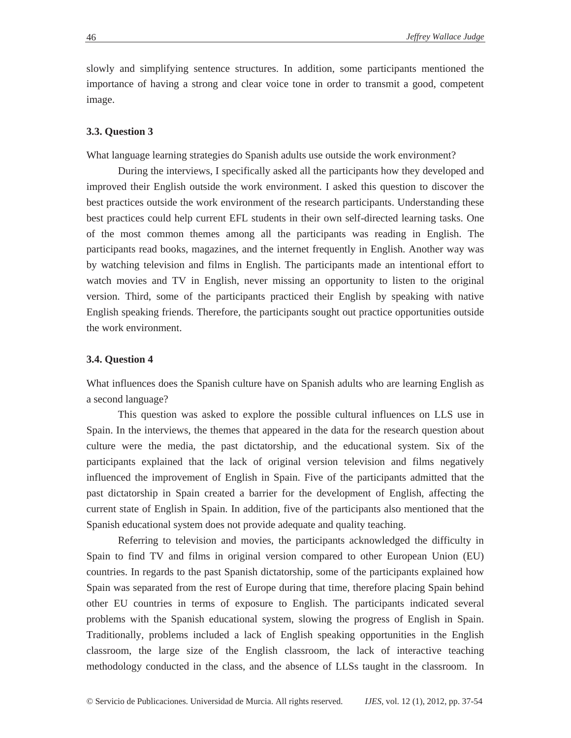slowly and simplifying sentence structures. In addition, some participants mentioned the importance of having a strong and clear voice tone in order to transmit a good, competent image.

### 3.3. Question 3

What language learning strategies do Spanish adults use outside the work environment?

During the interviews, I specifically asked all the participants how they developed and improved their English outside the work environment. I asked this question to discover the best practices outside the work environment of the research participants. Understanding these best practices could help current EFL students in their own self-directed learning tasks. One of the most common themes among all the participants was reading in English. The participants read books, magazines, and the internet frequently in English. Another way was by watching television and films in English. The participants made an intentional effort to watch movies and TV in English, never missing an opportunity to listen to the original version. Third, some of the participants practiced their English by speaking with native English speaking friends. Therefore, the participants sought out practice opportunities outside the work environment.

### 3.4. Question 4

What influences does the Spanish culture have on Spanish adults who are learning English as a second language?

This question was asked to explore the possible cultural influences on LLS use in Spain. In the interviews, the themes that appeared in the data for the research question about culture were the media, the past dictatorship, and the educational system. Six of the participants explained that the lack of original version television and films negatively influenced the improvement of English in Spain. Five of the participants admitted that the past dictatorship in Spain created a barrier for the development of English, affecting the current state of English in Spain. In addition, five of the participants also mentioned that the Spanish educational system does not provide adequate and quality teaching.

Referring to television and movies, the participants acknowledged the difficulty in Spain to find TV and films in original version compared to other European Union (EU) countries. In regards to the past Spanish dictatorship, some of the participants explained how Spain was separated from the rest of Europe during that time, therefore placing Spain behind other EU countries in terms of exposure to English. The participants indicated several problems with the Spanish educational system, slowing the progress of English in Spain. Traditionally, problems included a lack of English speaking opportunities in the English classroom, the large size of the English classroom, the lack of interactive teaching methodology conducted in the class, and the absence of LLSs taught in the classroom. In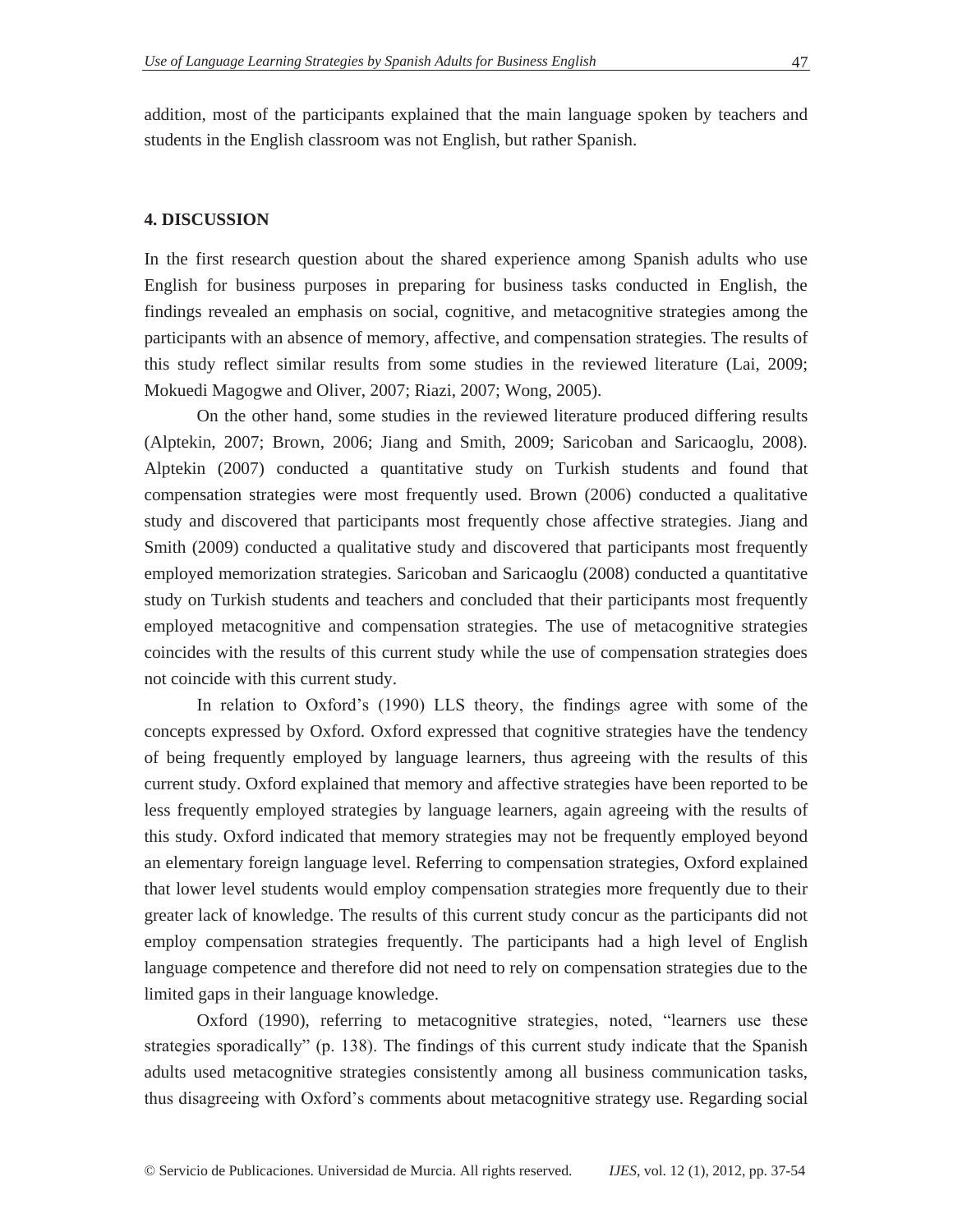addition, most of the participants explained that the main language spoken by teachers and students in the English classroom was not English, but rather Spanish.

## 4. DISCUSSION

In the first research question about the shared experience among Spanish adults who use English for business purposes in preparing for business tasks conducted in English, the findings revealed an emphasis on social, cognitive, and metacognitive strategies among the participants with an absence of memory, affective, and compensation strategies. The results of this study reflect similar results from some studies in the reviewed literature (Lai, 2009; Mokuedi Magogwe and Oliver, 2007; Riazi, 2007; Wong, 2005).

On the other hand, some studies in the reviewed literature produced differing results (Alptekin, 2007; Brown, 2006; Jiang and Smith, 2009; Saricoban and Saricaoglu, 2008). Alptekin (2007) conducted a quantitative study on Turkish students and found that compensation strategies were most frequently used. Brown (2006) conducted a qualitative study and discovered that participants most frequently chose affective strategies. Jiang and Smith (2009) conducted a qualitative study and discovered that participants most frequently employed memorization strategies. Saricoban and Saricaoglu (2008) conducted a quantitative study on Turkish students and teachers and concluded that their participants most frequently employed metacognitive and compensation strategies. The use of metacognitive strategies coincides with the results of this current study while the use of compensation strategies does not coincide with this current study.

In relation to Oxford's (1990) LLS theory, the findings agree with some of the concepts expressed by Oxford. Oxford expressed that cognitive strategies have the tendency of being frequently employed by language learners, thus agreeing with the results of this current study. Oxford explained that memory and affective strategies have been reported to be less frequently employed strategies by language learners, again agreeing with the results of this study. Oxford indicated that memory strategies may not be frequently employed beyond an elementary foreign language level. Referring to compensation strategies, Oxford explained that lower level students would employ compensation strategies more frequently due to their greater lack of knowledge. The results of this current study concur as the participants did not employ compensation strategies frequently. The participants had a high level of English language competence and therefore did not need to rely on compensation strategies due to the limited gaps in their language knowledge.

Oxford (1990), referring to metacognitive strategies, noted, "learners use these strategies sporadically" (p. 138). The findings of this current study indicate that the Spanish adults used metacognitive strategies consistently among all business communication tasks, thus disagreeing with Oxford's comments about metacognitive strategy use. Regarding social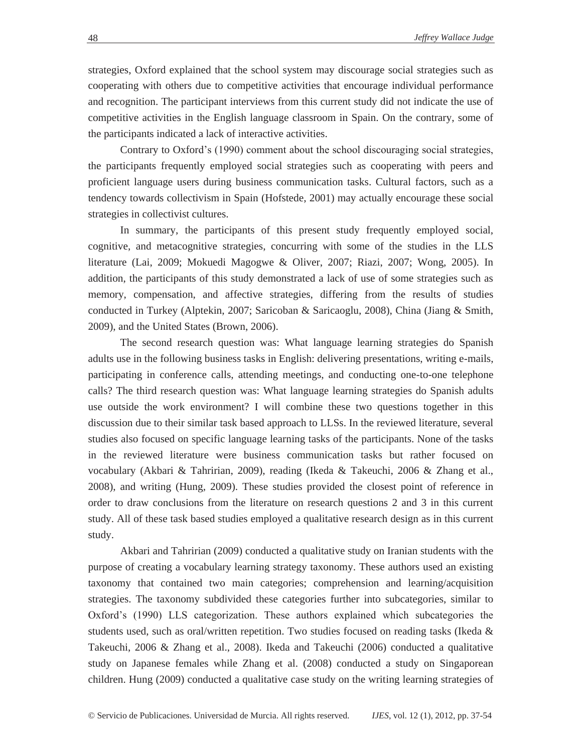strategies, Oxford explained that the school system may discourage social strategies such as cooperating with others due to competitive activities that encourage individual performance and recognition. The participant interviews from this current study did not indicate the use of competitive activities in the English language classroom in Spain. On the contrary, some of the participants indicated a lack of interactive activities.

Contrary to Oxford's (1990) comment about the school discouraging social strategies, the participants frequently employed social strategies such as cooperating with peers and proficient language users during business communication tasks. Cultural factors, such as a tendency towards collectivism in Spain (Hofstede, 2001) may actually encourage these social strategies in collectivist cultures.

In summary, the participants of this present study frequently employed social, cognitive, and metacognitive strategies, concurring with some of the studies in the LLS literature (Lai, 2009; Mokuedi Magogwe & Oliver, 2007; Riazi, 2007; Wong, 2005). In addition, the participants of this study demonstrated a lack of use of some strategies such as memory, compensation, and affective strategies, differing from the results of studies conducted in Turkey (Alptekin, 2007; Saricoban & Saricaoglu, 2008), China (Jiang & Smith, 2009), and the United States (Brown, 2006).

The second research question was: What language learning strategies do Spanish adults use in the following business tasks in English: delivering presentations, writing e-mails, participating in conference calls, attending meetings, and conducting one-to-one telephone calls? The third research question was: What language learning strategies do Spanish adults use outside the work environment? I will combine these two questions together in this discussion due to their similar task based approach to LLSs. In the reviewed literature, several studies also focused on specific language learning tasks of the participants. None of the tasks in the reviewed literature were business communication tasks but rather focused on vocabulary (Akbari & Tahririan, 2009), reading (Ikeda & Takeuchi, 2006 & Zhang et al., 2008), and writing (Hung, 2009). These studies provided the closest point of reference in order to draw conclusions from the literature on research questions 2 and 3 in this current study. All of these task based studies employed a qualitative research design as in this current study.

Akbari and Tahririan (2009) conducted a qualitative study on Iranian students with the purpose of creating a vocabulary learning strategy taxonomy. These authors used an existing taxonomy that contained two main categories; comprehension and learning/acquisition strategies. The taxonomy subdivided these categories further into subcategories, similar to Oxford's (1990) LLS categorization. These authors explained which subcategories the students used, such as oral/written repetition. Two studies focused on reading tasks (Ikeda & Takeuchi, 2006 & Zhang et al., 2008). Ikeda and Takeuchi (2006) conducted a qualitative study on Japanese females while Zhang et al. (2008) conducted a study on Singaporean children. Hung (2009) conducted a qualitative case study on the writing learning strategies of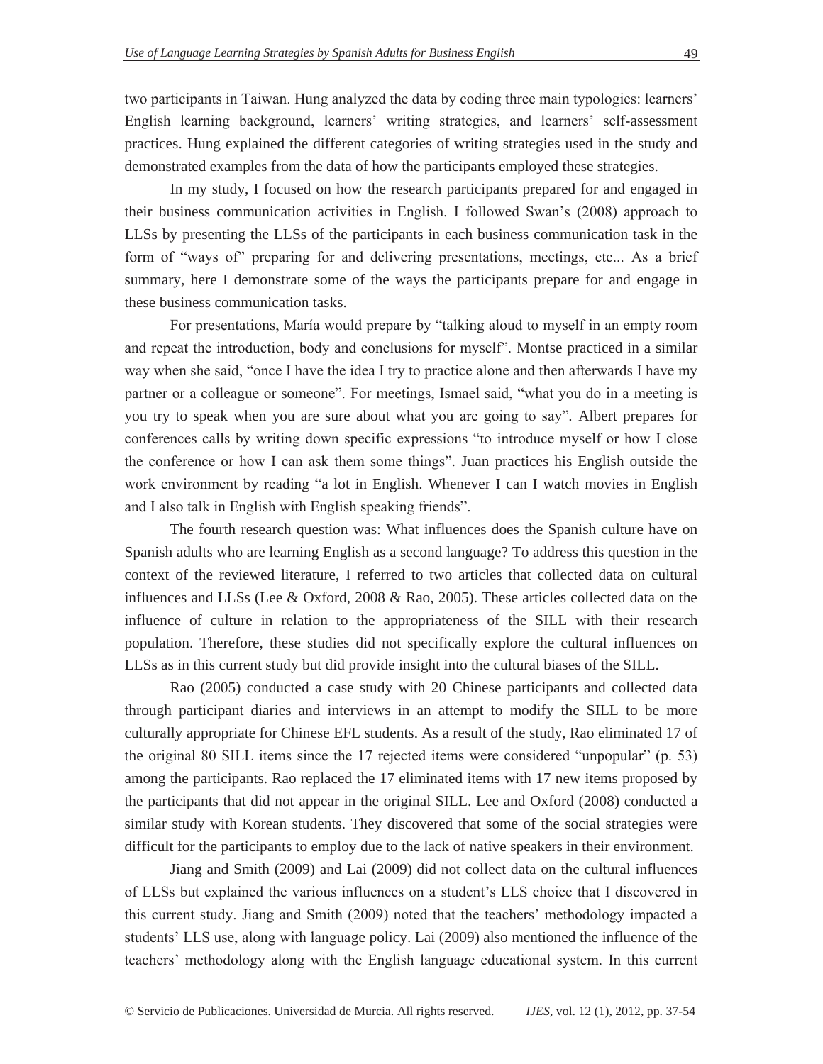two participants in Taiwan. Hung analyzed the data by coding three main typologies: learners' English learning background, learners' writing strategies, and learners' self-assessment practices. Hung explained the different categories of writing strategies used in the study and demonstrated examples from the data of how the participants employed these strategies.

In my study, I focused on how the research participants prepared for and engaged in their business communication activities in English. I followed Swan's (2008) approach to LLSs by presenting the LLSs of the participants in each business communication task in the form of "ways of" preparing for and delivering presentations, meetings, etc... As a brief summary, here I demonstrate some of the ways the participants prepare for and engage in these business communication tasks.

For presentations, María would prepare by "talking aloud to myself in an empty room and repeat the introduction, body and conclusions for myself". Montse practiced in a similar way when she said, "once I have the idea I try to practice alone and then afterwards I have my partner or a colleague or someone". For meetings, Ismael said, "what you do in a meeting is you try to speak when you are sure about what you are going to say". Albert prepares for conferences calls by writing down specific expressions "to introduce myself or how I close the conference or how I can ask them some things". Juan practices his English outside the work environment by reading "a lot in English. Whenever I can I watch movies in English and I also talk in English with English speaking friends".

The fourth research question was: What influences does the Spanish culture have on Spanish adults who are learning English as a second language? To address this question in the context of the reviewed literature, I referred to two articles that collected data on cultural influences and LLSs (Lee & Oxford, 2008 & Rao, 2005). These articles collected data on the influence of culture in relation to the appropriateness of the SILL with their research population. Therefore, these studies did not specifically explore the cultural influences on LLSs as in this current study but did provide insight into the cultural biases of the SILL.

Rao (2005) conducted a case study with 20 Chinese participants and collected data through participant diaries and interviews in an attempt to modify the SILL to be more culturally appropriate for Chinese EFL students. As a result of the study, Rao eliminated 17 of the original 80 SILL items since the 17 rejected items were considered "unpopular" (p. 53) among the participants. Rao replaced the 17 eliminated items with 17 new items proposed by the participants that did not appear in the original SILL. Lee and Oxford (2008) conducted a similar study with Korean students. They discovered that some of the social strategies were difficult for the participants to employ due to the lack of native speakers in their environment.

Jiang and Smith (2009) and Lai (2009) did not collect data on the cultural influences of LLSs but explained the various influences on a student's LLS choice that I discovered in this current study. Jiang and Smith (2009) noted that the teachers' methodology impacted a students' LLS use, along with language policy. Lai (2009) also mentioned the influence of the teachers' methodology along with the English language educational system. In this current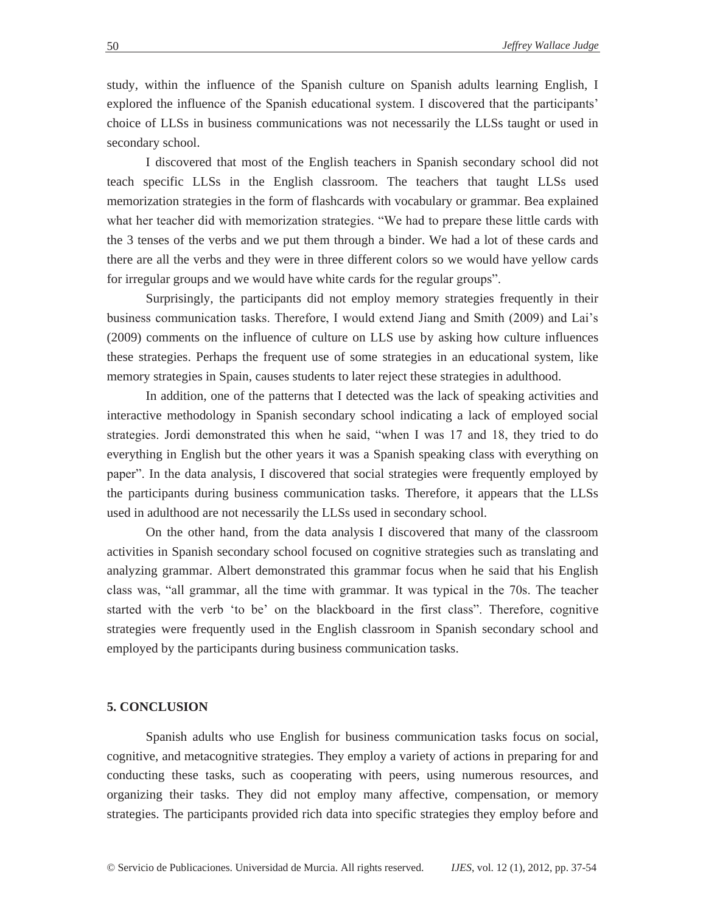study, within the influence of the Spanish culture on Spanish adults learning English, I explored the influence of the Spanish educational system. I discovered that the participants' choice of LLSs in business communications was not necessarily the LLSs taught or used in secondary school.

I discovered that most of the English teachers in Spanish secondary school did not teach specific LLSs in the English classroom. The teachers that taught LLSs used memorization strategies in the form of flashcards with vocabulary or grammar. Bea explained what her teacher did with memorization strategies. "We had to prepare these little cards with the 3 tenses of the verbs and we put them through a binder. We had a lot of these cards and there are all the verbs and they were in three different colors so we would have yellow cards for irregular groups and we would have white cards for the regular groups".

Surprisingly, the participants did not employ memory strategies frequently in their business communication tasks. Therefore, I would extend Jiang and Smith (2009) and Lai's (2009) comments on the influence of culture on LLS use by asking how culture influences these strategies. Perhaps the frequent use of some strategies in an educational system, like memory strategies in Spain, causes students to later reject these strategies in adulthood.

In addition, one of the patterns that I detected was the lack of speaking activities and interactive methodology in Spanish secondary school indicating a lack of employed social strategies. Jordi demonstrated this when he said, "when I was 17 and 18, they tried to do everything in English but the other years it was a Spanish speaking class with everything on paper". In the data analysis, I discovered that social strategies were frequently employed by the participants during business communication tasks. Therefore, it appears that the LLSs used in adulthood are not necessarily the LLSs used in secondary school.

On the other hand, from the data analysis I discovered that many of the classroom activities in Spanish secondary school focused on cognitive strategies such as translating and analyzing grammar. Albert demonstrated this grammar focus when he said that his English class was, "all grammar, all the time with grammar. It was typical in the 70s. The teacher started with the verb 'to be' on the blackboard in the first class". Therefore, cognitive strategies were frequently used in the English classroom in Spanish secondary school and employed by the participants during business communication tasks.

## 5. CONCLUSION

Spanish adults who use English for business communication tasks focus on social, cognitive, and metacognitive strategies. They employ a variety of actions in preparing for and conducting these tasks, such as cooperating with peers, using numerous resources, and organizing their tasks. They did not employ many affective, compensation, or memory strategies. The participants provided rich data into specific strategies they employ before and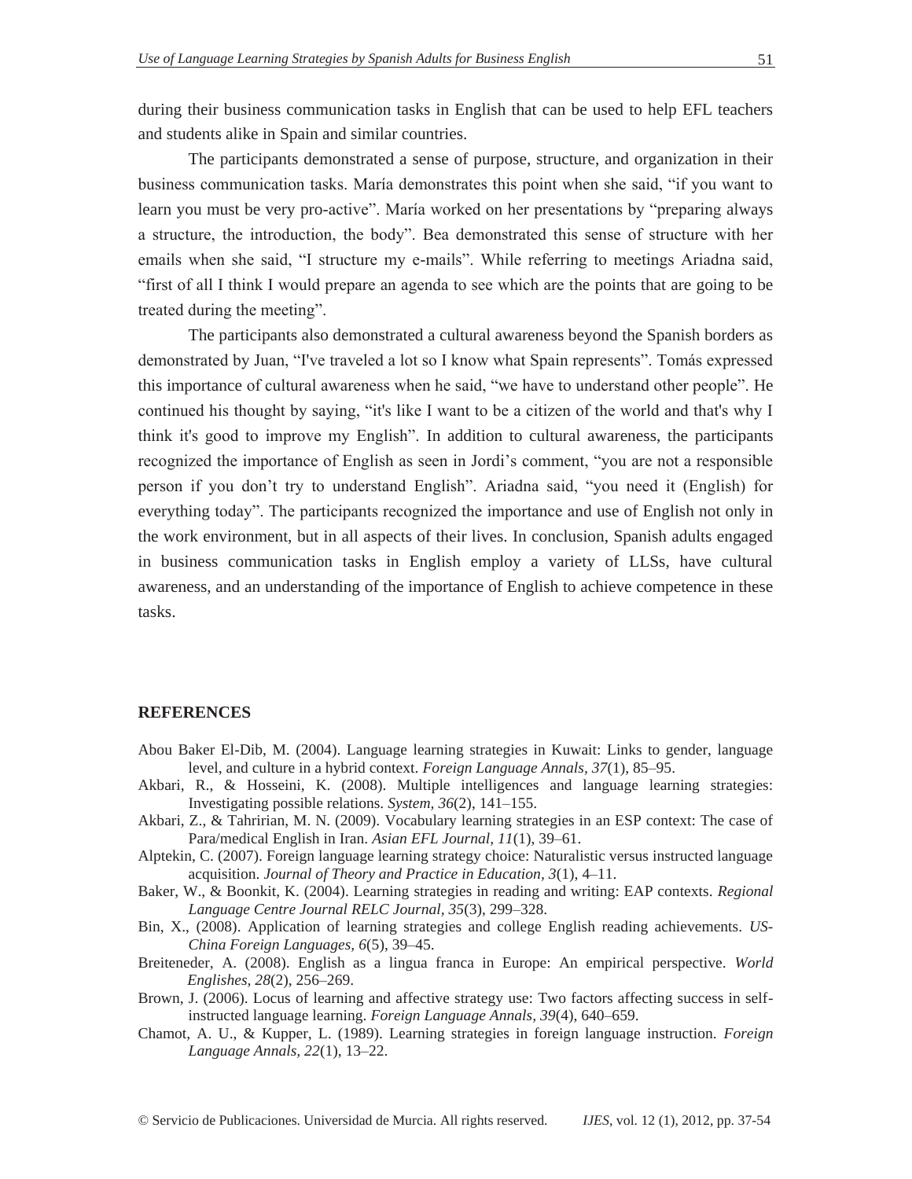during their business communication tasks in English that can be used to help EFL teachers and students alike in Spain and similar countries.

The participants demonstrated a sense of purpose, structure, and organization in their business communication tasks. María demonstrates this point when she said, “if you want to learn you must be very pro-active”. María worked on her presentations by “preparing always a structure, the introduction, the body”. Bea demonstrated this sense of structure with her emails when she said, “I structure my e-mails”. While referring to meetings Ariadna said, “first of all I think I would prepare an agenda to see which are the points that are going to be treated during the meeting”.

The participants also demonstrated a cultural awareness beyond the Spanish borders as demonstrated by Juan, “I've traveled a lot so I know what Spain represents”. Tomás expressed this importance of cultural awareness when he said, “we have to understand other people”. He continued his thought by saying, “it's like I want to be a citizen of the world and that's why I think it's good to improve my English”. In addition to cultural awareness, the participants recognized the importance of English as seen in Jordi’s comment, “you are not a responsible person if you don’t try to understand English”. Ariadna said, “you need it (English) for everything today”. The participants recognized the importance and use of English not only in the work environment, but in all aspects of their lives. In conclusion, Spanish adults engaged in business communication tasks in English employ a variety of LLSs, have cultural awareness, and an understanding of the importance of English to achieve competence in these tasks.

## REFERENCES

Abou Baker El-Dib, M. (2004). Language learning strategies in Kuwait: Links to gender, language level, and culture in a hybrid context. *Foreign Language Annals, 37*(1), 85–95.

Akbari, R., & Hosseini, K. (2008). Multiple intelligences and language learning strategies: Investigating possible relations. *System, 36*(2), 141–155.

Akbari, Z., & Tahririan, M. N. (2009). Vocabulary learning strategies in an ESP context: The case of Para/medical English in Iran. *Asian EFL Journal, 11*(1), 39–61.

Alptekin, C. (2007). Foreign language learning strategy choice: Naturalistic versus instructed language acquisition. *Journal of Theory and Practice in Education, 3*(1), 4–11.

Baker, W., & Boonkit, K. (2004). Learning strategies in reading and writing: EAP contexts. *Regional Language Centre Journal RELC Journal, 35*(3), 299–328.

Bin, X., (2008). Application of learning strategies and college English reading achievements. *US-China Foreign Languages, 6*(5), 39–45.

Breiteneder, A. (2008). English as a lingua franca in Europe: An empirical perspective. *World Englishes, 28*(2), 256–269.

Brown, J. (2006). Locus of learning and affective strategy use: Two factors affecting success in self-instructed language learning. *Foreign Language Annals, 39*(4), 640–659.

Chamot, A. U., & Kupper, L. (1989). Learning strategies in foreign language instruction. *Foreign Language Annals, 22*(1), 13–22.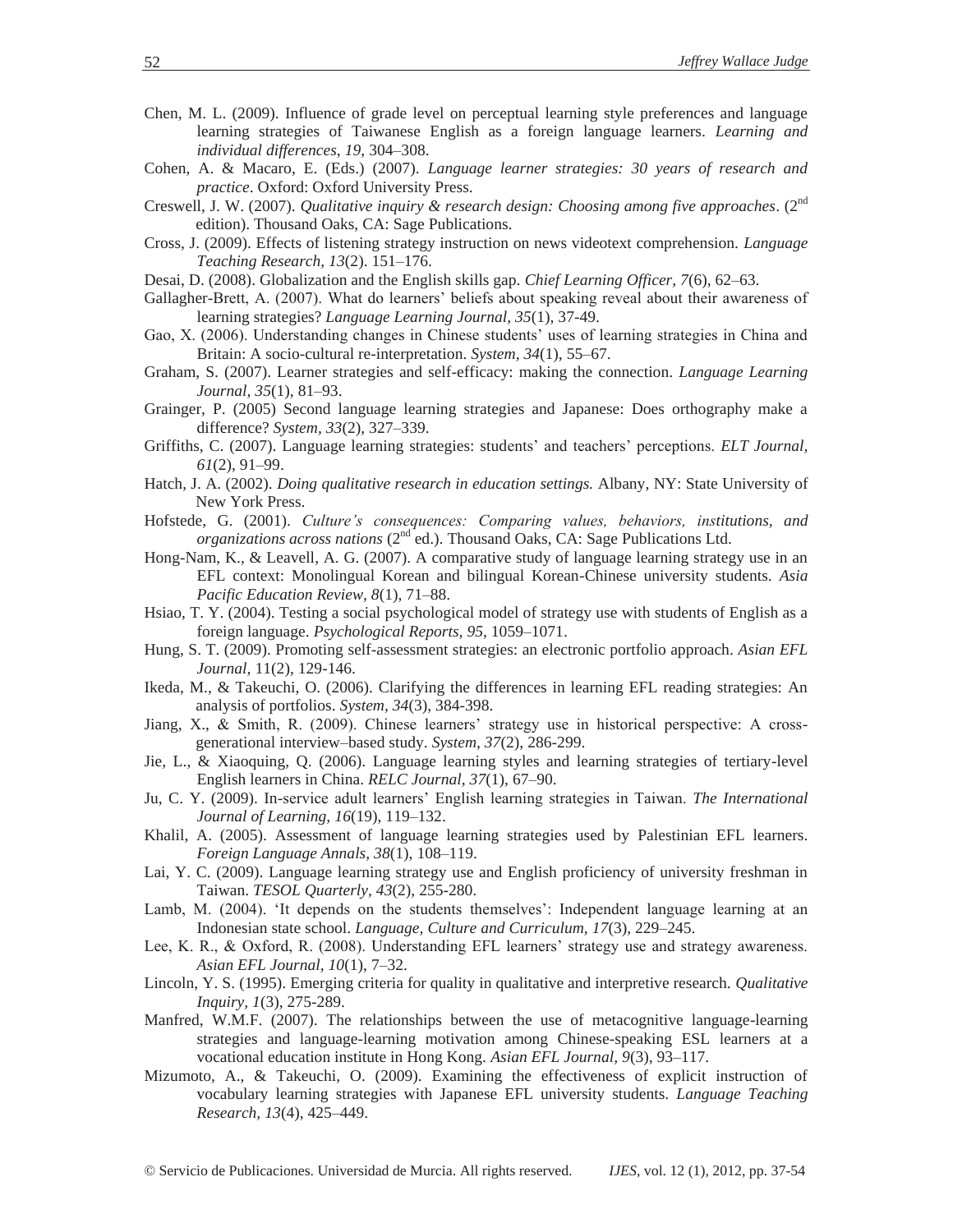Chen, M. L. (2009). Influence of grade level on perceptual learning style preferences and language learning strategies of Taiwanese English as a foreign language learners. *Learning and individual differences*, *19*, 304–308.

Cohen, A. & Macaro, E. (Eds.) (2007). *Language learner strategies: 30 years of research and practice*. Oxford: Oxford University Press.

Creswell, J. W. (2007). *Qualitative inquiry & research design: Choosing among five approaches*. (2nd edition). Thousand Oaks, CA: Sage Publications.

Cross, J. (2009). Effects of listening strategy instruction on news videotext comprehension. *Language Teaching Research, 13*(2). 151–176.

Desai, D. (2008). Globalization and the English skills gap. *Chief Learning Officer*, *7*(6), 62–63.

Gallagher-Brett, A. (2007). What do learners' beliefs about speaking reveal about their awareness of learning strategies? *Language Learning Journal*, *35*(1), 37-49.

Gao, X. (2006). Understanding changes in Chinese students' uses of learning strategies in China and Britain: A socio-cultural re-interpretation. *System*, *34*(1), 55–67.

Graham, S. (2007). Learner strategies and self-efficacy: making the connection. *Language Learning Journal, 35*(1), 81–93.

Grainger, P. (2005) Second language learning strategies and Japanese: Does orthography make a difference? *System*, *33*(2), 327–339.

Griffiths, C. (2007). Language learning strategies: students' and teachers' perceptions. *ELT Journal*, *61*(2), 91–99.

Hatch, J. A. (2002). *Doing qualitative research in education settings.* Albany, NY: State University of New York Press.

Hofstede, G. (2001). *Culture's consequences: Comparing values, behaviors, institutions, and organizations across nations* (2nd ed.). Thousand Oaks, CA: Sage Publications Ltd.

Hong-Nam, K., & Leavell, A. G. (2007). A comparative study of language learning strategy use in an EFL context: Monolingual Korean and bilingual Korean-Chinese university students. *Asia Pacific Education Review*, *8*(1), 71–88.

Hsiao, T. Y. (2004). Testing a social psychological model of strategy use with students of English as a foreign language. *Psychological Reports, 95*, 1059–1071.

Hung, S. T. (2009). Promoting self-assessment strategies: an electronic portfolio approach. *Asian EFL Journal,* 11(2), 129-146.

Ikeda, M., & Takeuchi, O. (2006). Clarifying the differences in learning EFL reading strategies: An analysis of portfolios. *System, 34*(3), 384-398.

Jiang, X., & Smith, R. (2009). Chinese learners' strategy use in historical perspective: A cross-generational interview–based study. *System, 37*(2), 286-299.

Jie, L., & Xiaoquing, Q. (2006). Language learning styles and learning strategies of tertiary-level English learners in China. *RELC Journal*, *37*(1), 67–90.

Ju, C. Y. (2009). In-service adult learners' English learning strategies in Taiwan. *The International Journal of Learning, 16*(19), 119–132.

Khalil, A. (2005). Assessment of language learning strategies used by Palestinian EFL learners. *Foreign Language Annals, 38*(1), 108–119.

Lai, Y. C. (2009). Language learning strategy use and English proficiency of university freshman in Taiwan. *TESOL Quarterly, 43*(2), 255-280.

Lamb, M. (2004). 'It depends on the students themselves': Independent language learning at an Indonesian state school. *Language, Culture and Curriculum, 17*(3), 229–245.

Lee, K. R., & Oxford, R. (2008). Understanding EFL learners' strategy use and strategy awareness. *Asian EFL Journal*, *10*(1), 7–32.

Lincoln, Y. S. (1995). Emerging criteria for quality in qualitative and interpretive research. *Qualitative Inquiry*, *1*(3), 275-289.

Manfred, W.M.F. (2007). The relationships between the use of metacognitive language-learning strategies and language-learning motivation among Chinese-speaking ESL learners at a vocational education institute in Hong Kong. *Asian EFL Journal, 9*(3), 93–117.

Mizumoto, A., & Takeuchi, O. (2009). Examining the effectiveness of explicit instruction of vocabulary learning strategies with Japanese EFL university students. *Language Teaching Research, 13*(4), 425–449.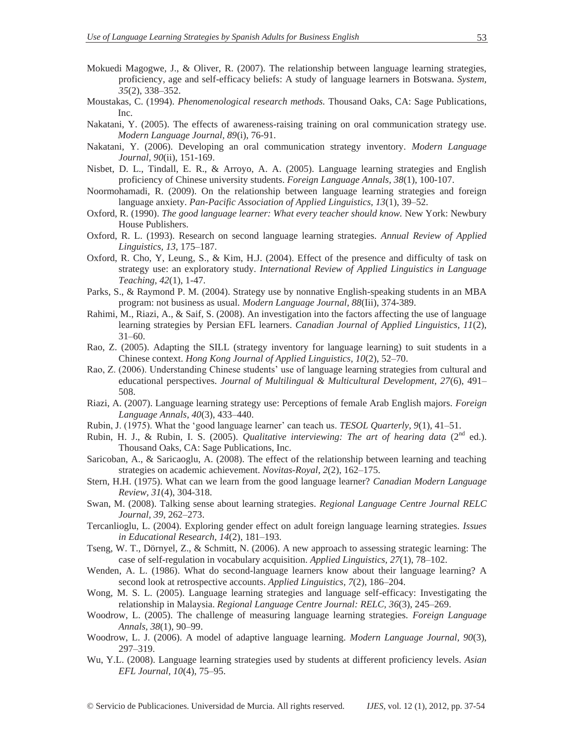Mokuedi Magogwe, J., & Oliver, R. (2007). The relationship between language learning strategies, proficiency, age and self-efficacy beliefs: A study of language learners in Botswana. *System, 35*(2), 338–352.

Moustakas, C. (1994). *Phenomenological research methods.* Thousand Oaks, CA: Sage Publications, Inc.

Nakatani, Y. (2005). The effects of awareness-raising training on oral communication strategy use. *Modern Language Journal, 89*(i), 76-91.

Nakatani, Y. (2006). Developing an oral communication strategy inventory. *Modern Language Journal, 90*(ii), 151-169.

Nisbet, D. L., Tindall, E. R., & Arroyo, A. A. (2005). Language learning strategies and English proficiency of Chinese university students. *Foreign Language Annals, 38*(1), 100-107.

Noormohamadi, R. (2009). On the relationship between language learning strategies and foreign language anxiety. *Pan-Pacific Association of Applied Linguistics, 13*(1), 39–52.

Oxford, R. (1990). *The good language learner: What every teacher should know.* New York: Newbury House Publishers.

Oxford, R. L. (1993). Research on second language learning strategies. *Annual Review of Applied Linguistics, 13,* 175–187.

Oxford, R. Cho, Y, Leung, S., & Kim, H.J. (2004). Effect of the presence and difficulty of task on strategy use: an exploratory study. *International Review of Applied Linguistics in Language Teaching, 42*(1), 1-47.

Parks, S., & Raymond P. M. (2004). Strategy use by nonnative English-speaking students in an MBA program: not business as usual. *Modern Language Journal, 88*(Iii), 374-389.

Rahimi, M., Riazi, A., & Saif, S. (2008). An investigation into the factors affecting the use of language learning strategies by Persian EFL learners. *Canadian Journal of Applied Linguistics, 11*(2), 31–60.

Rao, Z. (2005). Adapting the SILL (strategy inventory for language learning) to suit students in a Chinese context. *Hong Kong Journal of Applied Linguistics, 10*(2), 52–70.

Rao, Z. (2006). Understanding Chinese students' use of language learning strategies from cultural and educational perspectives. *Journal of Multilingual & Multicultural Development, 27*(6), 491–508.

Riazi, A. (2007). Language learning strategy use: Perceptions of female Arab English majors. *Foreign Language Annals, 40*(3), 433–440.

Rubin, J. (1975). What the 'good language learner' can teach us. *TESOL Quarterly, 9*(1), 41–51.

Rubin, H. J., & Rubin, I. S. (2005). *Qualitative interviewing: The art of hearing data* (2nd ed.). Thousand Oaks, CA: Sage Publications, Inc.

Saricoban, A., & Saricaoglu, A. (2008). The effect of the relationship between learning and teaching strategies on academic achievement. *Novitas-Royal, 2*(2), 162–175.

Stern, H.H. (1975). What can we learn from the good language learner? *Canadian Modern Language Review, 31*(4), 304-318.

Swan, M. (2008). Talking sense about learning strategies. *Regional Language Centre Journal RELC Journal, 39*, 262–273.

Tercanlioglu, L. (2004). Exploring gender effect on adult foreign language learning strategies. *Issues in Educational Research, 14*(2), 181–193.

Tseng, W. T., Dörnyel, Z., & Schmitt, N. (2006). A new approach to assessing strategic learning: The case of self-regulation in vocabulary acquisition. *Applied Linguistics, 27*(1), 78–102.

Wenden, A. L. (1986). What do second-language learners know about their language learning? A second look at retrospective accounts. *Applied Linguistics, 7*(2), 186–204.

Wong, M. S. L. (2005). Language learning strategies and language self-efficacy: Investigating the relationship in Malaysia. *Regional Language Centre Journal: RELC, 36*(3), 245–269.

Woodrow, L. (2005). The challenge of measuring language learning strategies. *Foreign Language Annals, 38*(1), 90–99.

Woodrow, L. J. (2006). A model of adaptive language learning. *Modern Language Journal, 90*(3), 297–319.

Wu, Y.L. (2008). Language learning strategies used by students at different proficiency levels. *Asian EFL Journal, 10*(4), 75–95.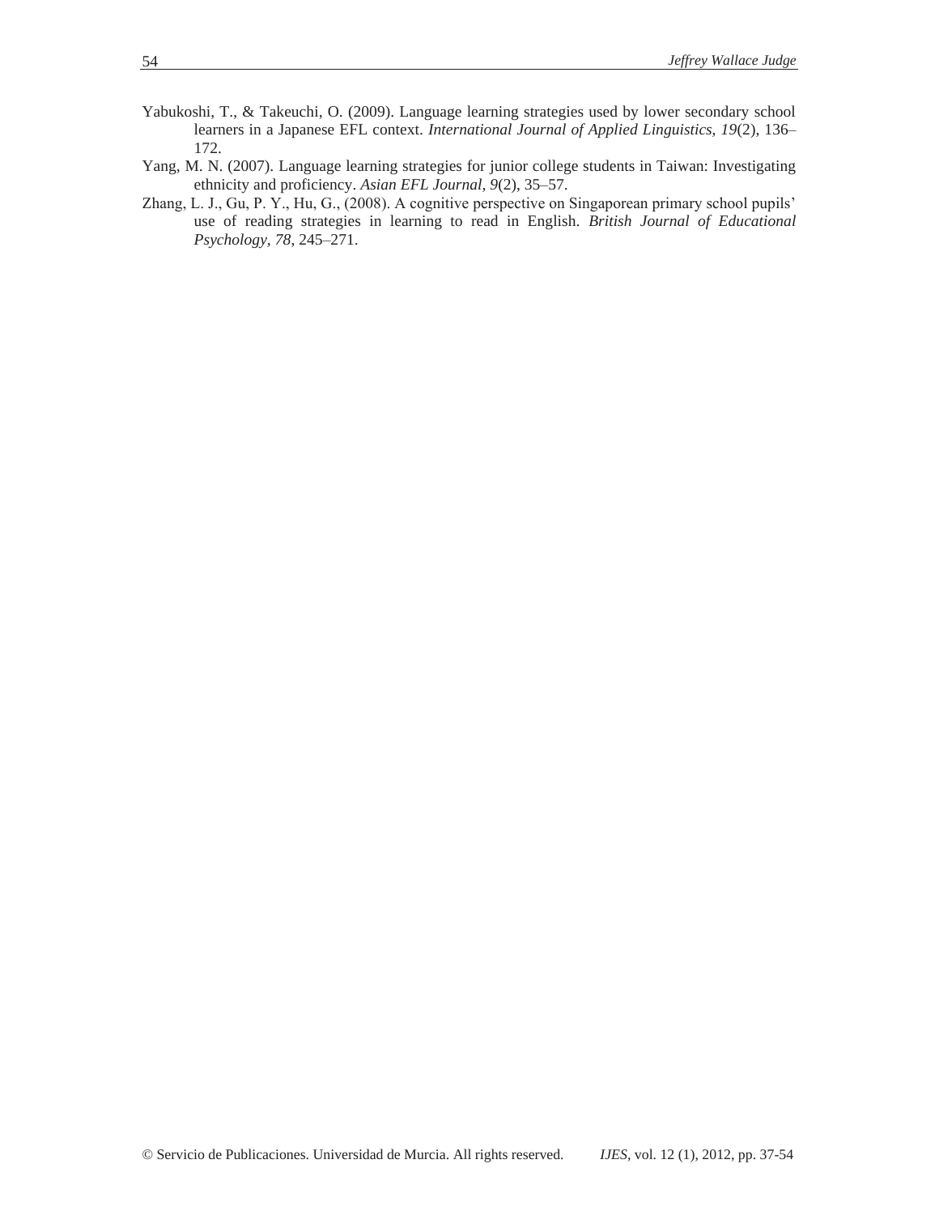Yabukoshi, T., & Takeuchi, O. (2009). Language learning strategies used by lower secondary school learners in a Japanese EFL context. *International Journal of Applied Linguistics, 19*(2), 136–172.

Yang, M. N. (2007). Language learning strategies for junior college students in Taiwan: Investigating ethnicity and proficiency. *Asian EFL Journal, 9*(2), 35–57.

Zhang, L. J., Gu, P. Y., Hu, G., (2008). A cognitive perspective on Singaporean primary school pupils' use of reading strategies in learning to read in English. *British Journal of Educational Psychology, 78*, 245–271.